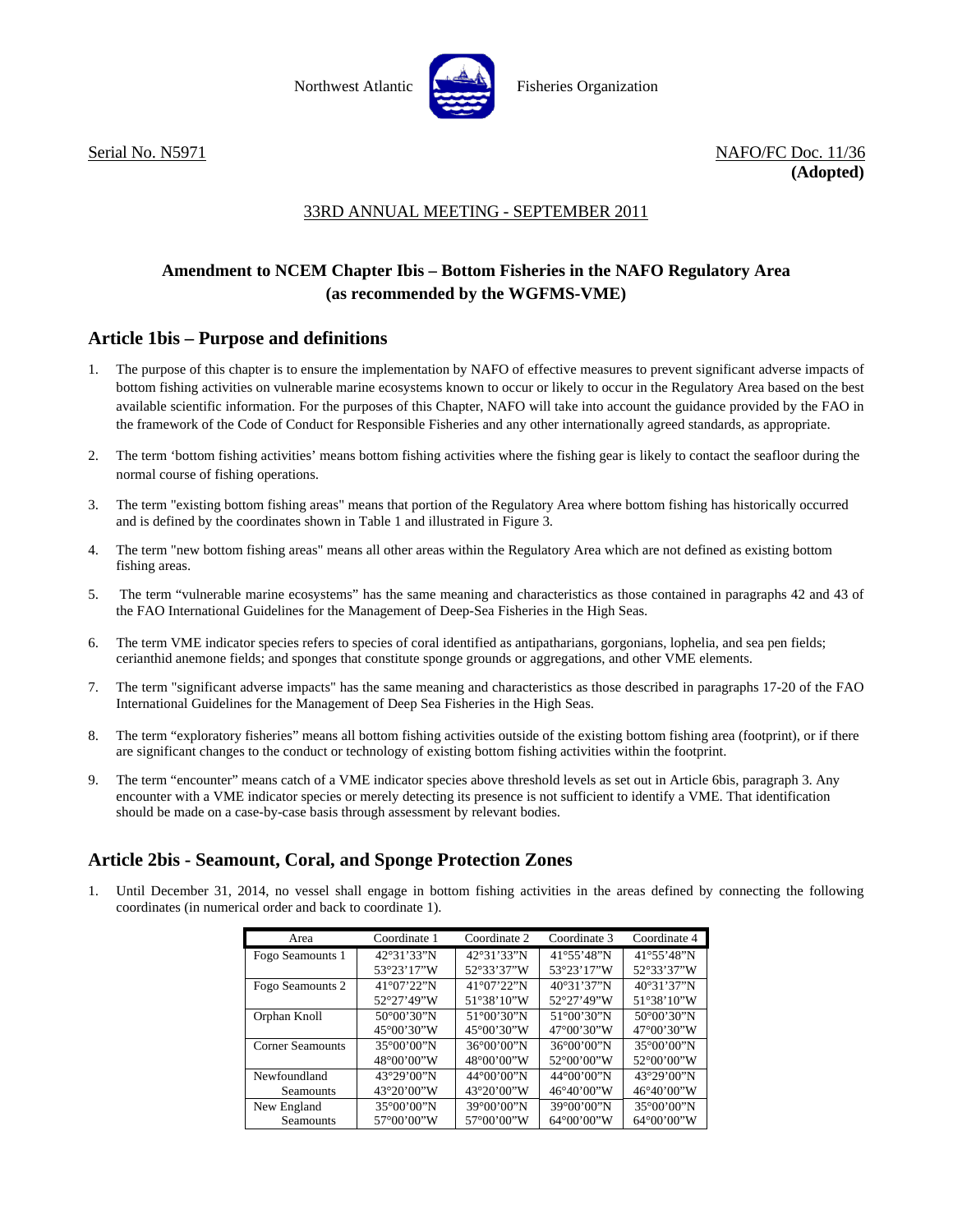Northwest Atlantic Fisheries Organization

Serial No. N5971

NAFO/FC Doc. 11/36
**(Adopted)**

33RD ANNUAL MEETING - SEPTEMBER 2011

**Amendment to NCEM Chapter Ibis – Bottom Fisheries in the NAFO Regulatory Area (as recommended by the WGFMS-VME)**

## Article 1bis – Purpose and definitions

1. The purpose of this chapter is to ensure the implementation by NAFO of effective measures to prevent significant adverse impacts of bottom fishing activities on vulnerable marine ecosystems known to occur or likely to occur in the Regulatory Area based on the best available scientific information. For the purposes of this Chapter, NAFO will take into account the guidance provided by the FAO in the framework of the Code of Conduct for Responsible Fisheries and any other internationally agreed standards, as appropriate.

2. The term 'bottom fishing activities' means bottom fishing activities where the fishing gear is likely to contact the seafloor during the normal course of fishing operations.

3. The term "existing bottom fishing areas" means that portion of the Regulatory Area where bottom fishing has historically occurred and is defined by the coordinates shown in Table 1 and illustrated in Figure 3.

4. The term "new bottom fishing areas" means all other areas within the Regulatory Area which are not defined as existing bottom fishing areas.

5. The term "vulnerable marine ecosystems" has the same meaning and characteristics as those contained in paragraphs 42 and 43 of the FAO International Guidelines for the Management of Deep-Sea Fisheries in the High Seas.

6. The term VME indicator species refers to species of coral identified as antipatharians, gorgonians, lophelia, and sea pen fields; cerianthid anemone fields; and sponges that constitute sponge grounds or aggregations, and other VME elements.

7. The term "significant adverse impacts" has the same meaning and characteristics as those described in paragraphs 17-20 of the FAO International Guidelines for the Management of Deep Sea Fisheries in the High Seas.

8. The term "exploratory fisheries" means all bottom fishing activities outside of the existing bottom fishing area (footprint), or if there are significant changes to the conduct or technology of existing bottom fishing activities within the footprint.

9. The term "encounter" means catch of a VME indicator species above threshold levels as set out in Article 6bis, paragraph 3. Any encounter with a VME indicator species or merely detecting its presence is not sufficient to identify a VME. That identification should be made on a case-by-case basis through assessment by relevant bodies.

## Article 2bis - Seamount, Coral, and Sponge Protection Zones

1. Until December 31, 2014, no vessel shall engage in bottom fishing activities in the areas defined by connecting the following coordinates (in numerical order and back to coordinate 1).

| Area | Coordinate 1 | Coordinate 2 | Coordinate 3 | Coordinate 4 |
|---|---|---|---|---|
| Fogo Seamounts 1 | 42°31'33"N 53°23'17"W | 42°31'33"N 52°33'37"W | 41°55'48"N 53°23'17"W | 41°55'48"N 52°33'37"W |
| Fogo Seamounts 2 | 41°07'22"N 52°27'49"W | 41°07'22"N 51°38'10"W | 40°31'37"N 52°27'49"W | 40°31'37"N 51°38'10"W |
| Orphan Knoll | 50°00'30"N 45°00'30"W | 51°00'30"N 45°00'30"W | 51°00'30"N 47°00'30"W | 50°00'30"N 47°00'30"W |
| Corner Seamounts | 35°00'00"N 48°00'00"W | 36°00'00"N 48°00'00"W | 36°00'00"N 52°00'00"W | 35°00'00"N 52°00'00"W |
| Newfoundland Seamounts | 43°29'00"N 43°20'00"W | 44°00'00"N 43°20'00"W | 44°00'00"N 46°40'00"W | 43°29'00"N 46°40'00"W |
| New England Seamounts | 35°00'00"N 57°00'00"W | 39°00'00"N 57°00'00"W | 39°00'00"N 64°00'00"W | 35°00'00"N 64°00'00"W |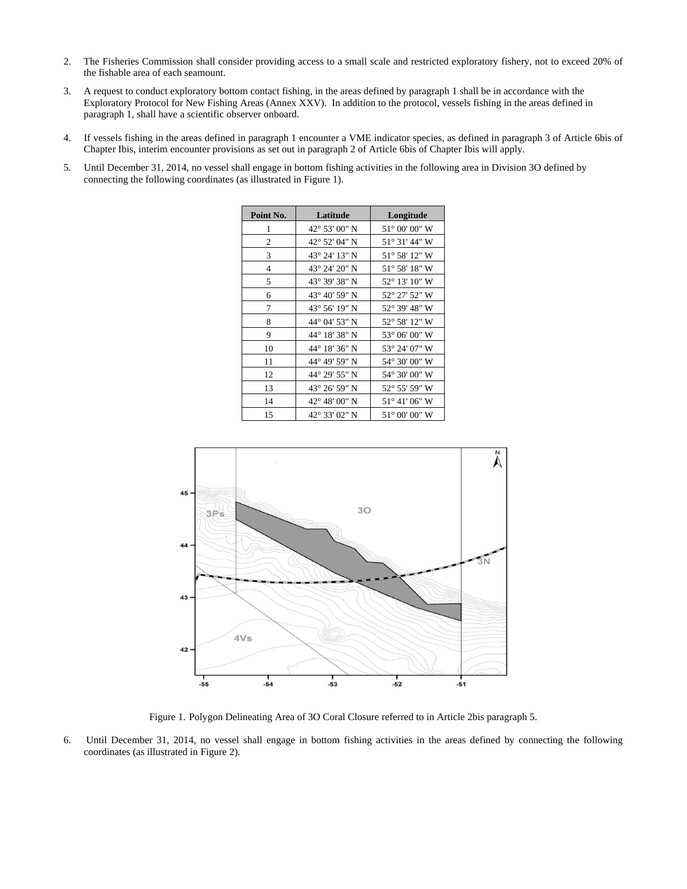2. The Fisheries Commission shall consider providing access to a small scale and restricted exploratory fishery, not to exceed 20% of the fishable area of each seamount.

3. A request to conduct exploratory bottom contact fishing, in the areas defined by paragraph 1 shall be in accordance with the Exploratory Protocol for New Fishing Areas (Annex XXV). In addition to the protocol, vessels fishing in the areas defined in paragraph 1, shall have a scientific observer onboard.

4. If vessels fishing in the areas defined in paragraph 1 encounter a VME indicator species, as defined in paragraph 3 of Article 6bis of Chapter Ibis, interim encounter provisions as set out in paragraph 2 of Article 6bis of Chapter Ibis will apply.

5. Until December 31, 2014, no vessel shall engage in bottom fishing activities in the following area in Division 3O defined by connecting the following coordinates (as illustrated in Figure 1).

| Point No. | Latitude | Longitude |
|---|---|---|
| 1 | 42° 53' 00" N | 51° 00' 00" W |
| 2 | 42° 52' 04" N | 51° 31' 44" W |
| 3 | 43° 24' 13" N | 51° 58' 12" W |
| 4 | 43° 24' 20" N | 51° 58' 18" W |
| 5 | 43° 39' 38" N | 52° 13' 10" W |
| 6 | 43° 40' 59" N | 52° 27' 52" W |
| 7 | 43° 56' 19" N | 52° 39' 48" W |
| 8 | 44° 04' 53" N | 52° 58' 12" W |
| 9 | 44° 18' 38" N | 53° 06' 00" W |
| 10 | 44° 18' 36" N | 53° 24' 07" W |
| 11 | 44° 49' 59" N | 54° 30' 00" W |
| 12 | 44° 29' 55" N | 54° 30' 00" W |
| 13 | 43° 26' 59" N | 52° 55' 59" W |
| 14 | 42° 48' 00" N | 51° 41' 06" W |
| 15 | 42° 33' 02" N | 51° 00' 00" W |

Figure 1. Polygon Delineating Area of 3O Coral Closure referred to in Article 2bis paragraph 5.

6. Until December 31, 2014, no vessel shall engage in bottom fishing activities in the areas defined by connecting the following coordinates (as illustrated in Figure 2).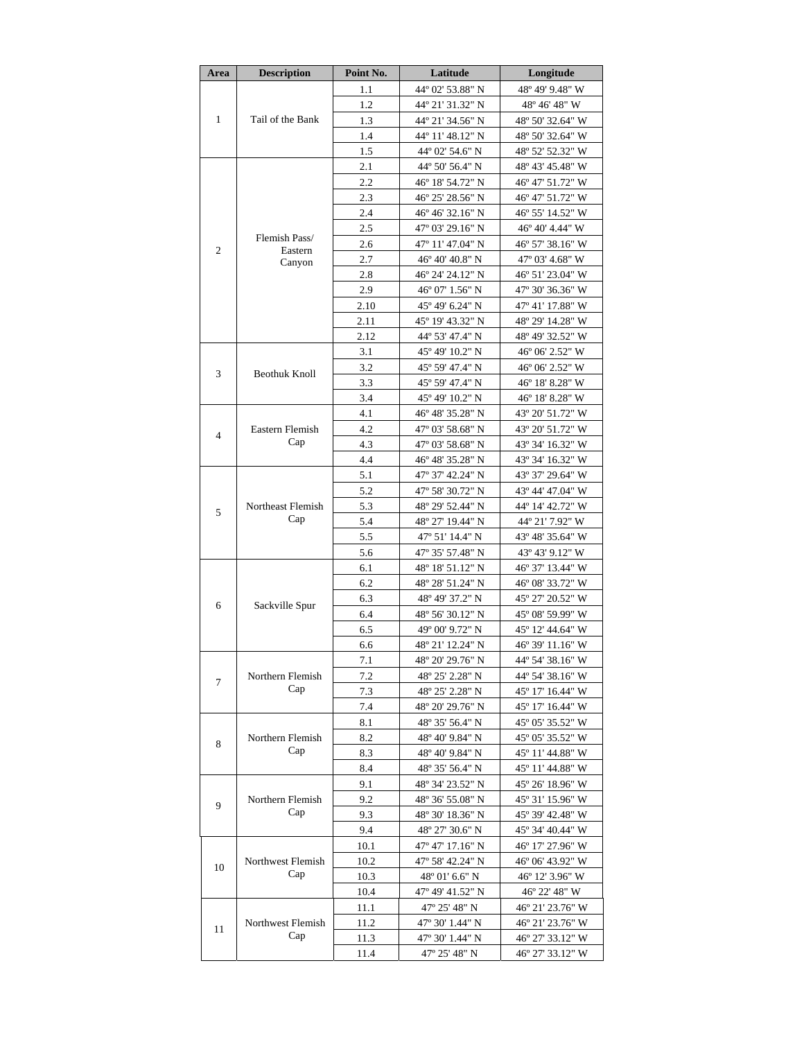| Area | Description | Point No. | Latitude | Longitude |
|---|---|---|---|---|
| 1 | Tail of the Bank | 1.1 | 44º 02' 53.88" N | 48º 49' 9.48" W |
| | | 1.2 | 44º 21' 31.32" N | 48º 46' 48" W |
| | | 1.3 | 44º 21' 34.56" N | 48º 50' 32.64" W |
| | | 1.4 | 44º 11' 48.12" N | 48º 50' 32.64" W |
| | | 1.5 | 44º 02' 54.6" N | 48º 52' 52.32" W |
| 2 | Flemish Pass/ Eastern Canyon | 2.1 | 44º 50' 56.4" N | 48º 43' 45.48" W |
| | | 2.2 | 46º 18' 54.72" N | 46º 47' 51.72" W |
| | | 2.3 | 46º 25' 28.56" N | 46º 47' 51.72" W |
| | | 2.4 | 46º 46' 32.16" N | 46º 55' 14.52" W |
| | | 2.5 | 47º 03' 29.16" N | 46º 40' 4.44" W |
| | | 2.6 | 47º 11' 47.04" N | 46º 57' 38.16" W |
| | | 2.7 | 46º 40' 40.8" N | 47º 03' 4.68" W |
| | | 2.8 | 46º 24' 24.12" N | 46º 51' 23.04" W |
| | | 2.9 | 46º 07' 1.56" N | 47º 30' 36.36" W |
| | | 2.10 | 45º 49' 6.24" N | 47º 41' 17.88" W |
| | | 2.11 | 45º 19' 43.32" N | 48º 29' 14.28" W |
| | | 2.12 | 44º 53' 47.4" N | 48º 49' 32.52" W |
| 3 | Beothuk Knoll | 3.1 | 45º 49' 10.2" N | 46º 06' 2.52" W |
| | | 3.2 | 45º 59' 47.4" N | 46º 06' 2.52" W |
| | | 3.3 | 45º 59' 47.4" N | 46º 18' 8.28" W |
| | | 3.4 | 45º 49' 10.2" N | 46º 18' 8.28" W |
| 4 | Eastern Flemish Cap | 4.1 | 46º 48' 35.28" N | 43º 20' 51.72" W |
| | | 4.2 | 47º 03' 58.68" N | 43º 20' 51.72" W |
| | | 4.3 | 47º 03' 58.68" N | 43º 34' 16.32" W |
| | | 4.4 | 46º 48' 35.28" N | 43º 34' 16.32" W |
| 5 | Northeast Flemish Cap | 5.1 | 47º 37' 42.24" N | 43º 37' 29.64" W |
| | | 5.2 | 47º 58' 30.72" N | 43º 44' 47.04" W |
| | | 5.3 | 48º 29' 52.44" N | 44º 14' 42.72" W |
| | | 5.4 | 48º 27' 19.44" N | 44º 21' 7.92" W |
| | | 5.5 | 47º 51' 14.4" N | 43º 48' 35.64" W |
| | | 5.6 | 47º 35' 57.48" N | 43º 43' 9.12" W |
| 6 | Sackville Spur | 6.1 | 48º 18' 51.12" N | 46º 37' 13.44" W |
| | | 6.2 | 48º 28' 51.24" N | 46º 08' 33.72" W |
| | | 6.3 | 48º 49' 37.2" N | 45º 27' 20.52" W |
| | | 6.4 | 48º 56' 30.12" N | 45º 08' 59.99" W |
| | | 6.5 | 49º 00' 9.72" N | 45º 12' 44.64" W |
| | | 6.6 | 48º 21' 12.24" N | 46º 39' 11.16" W |
| 7 | Northern Flemish Cap | 7.1 | 48º 20' 29.76" N | 44º 54' 38.16" W |
| | | 7.2 | 48º 25' 2.28" N | 44º 54' 38.16" W |
| | | 7.3 | 48º 25' 2.28" N | 45º 17' 16.44" W |
| | | 7.4 | 48º 20' 29.76" N | 45º 17' 16.44" W |
| 8 | Northern Flemish Cap | 8.1 | 48º 35' 56.4" N | 45º 05' 35.52" W |
| | | 8.2 | 48º 40' 9.84" N | 45º 05' 35.52" W |
| | | 8.3 | 48º 40' 9.84" N | 45º 11' 44.88" W |
| | | 8.4 | 48º 35' 56.4" N | 45º 11' 44.88" W |
| 9 | Northern Flemish Cap | 9.1 | 48º 34' 23.52" N | 45º 26' 18.96" W |
| | | 9.2 | 48º 36' 55.08" N | 45º 31' 15.96" W |
| | | 9.3 | 48º 30' 18.36" N | 45º 39' 42.48" W |
| | | 9.4 | 48º 27' 30.6" N | 45º 34' 40.44" W |
| 10 | Northwest Flemish Cap | 10.1 | 47º 47' 17.16" N | 46º 17' 27.96" W |
| | | 10.2 | 47º 58' 42.24" N | 46º 06' 43.92" W |
| | | 10.3 | 48º 01' 6.6" N | 46º 12' 3.96" W |
| | | 10.4 | 47º 49' 41.52" N | 46º 22' 48" W |
| 11 | Northwest Flemish Cap | 11.1 | 47º 25' 48" N | 46º 21' 23.76" W |
| | | 11.2 | 47º 30' 1.44" N | 46º 21' 23.76" W |
| | | 11.3 | 47º 30' 1.44" N | 46º 27' 33.12" W |
| | | 11.4 | 47º 25' 48" N | 46º 27' 33.12" W |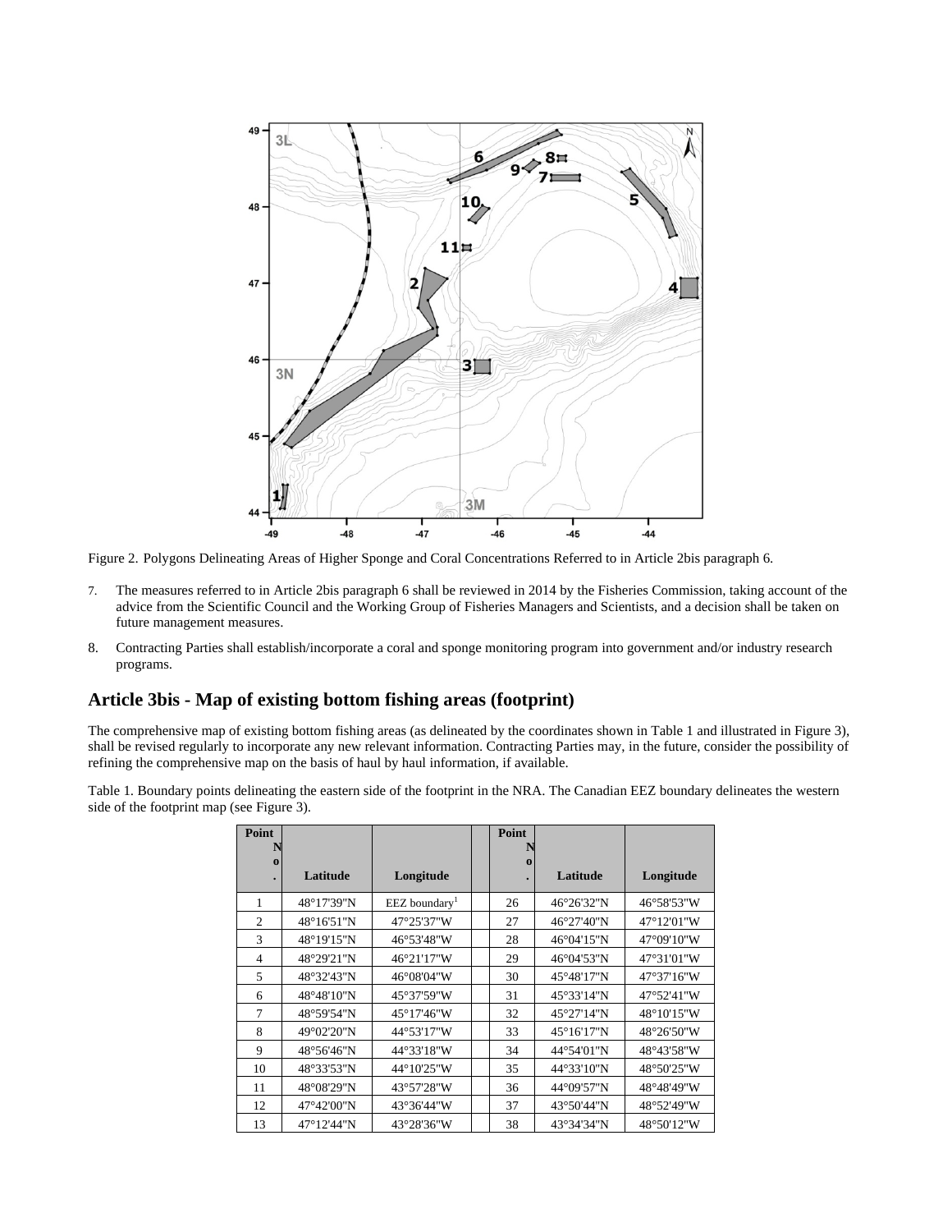Figure 2. Polygons Delineating Areas of Higher Sponge and Coral Concentrations Referred to in Article 2bis paragraph 6.

7. The measures referred to in Article 2bis paragraph 6 shall be reviewed in 2014 by the Fisheries Commission, taking account of the advice from the Scientific Council and the Working Group of Fisheries Managers and Scientists, and a decision shall be taken on future management measures.

8. Contracting Parties shall establish/incorporate a coral and sponge monitoring program into government and/or industry research programs.

## Article 3bis - Map of existing bottom fishing areas (footprint)

The comprehensive map of existing bottom fishing areas (as delineated by the coordinates shown in Table 1 and illustrated in Figure 3), shall be revised regularly to incorporate any new relevant information. Contracting Parties may, in the future, consider the possibility of refining the comprehensive map on the basis of haul by haul information, if available.

Table 1. Boundary points delineating the eastern side of the footprint in the NRA. The Canadian EEZ boundary delineates the western side of the footprint map (see Figure 3).

| Point No. | Latitude | Longitude | | Point No. | Latitude | Longitude |
|---|---|---|---|---|---|---|
| 1 | 48°17'39"N | EEZ boundary[1] | | 26 | 46°26'32"N | 46°58'53"W |
| 2 | 48°16'51"N | 47°25'37"W | | 27 | 46°27'40"N | 47°12'01"W |
| 3 | 48°19'15"N | 46°53'48"W | | 28 | 46°04'15"N | 47°09'10"W |
| 4 | 48°29'21"N | 46°21'17"W | | 29 | 46°04'53"N | 47°31'01"W |
| 5 | 48°32'43"N | 46°08'04"W | | 30 | 45°48'17"N | 47°37'16"W |
| 6 | 48°48'10"N | 45°37'59"W | | 31 | 45°33'14"N | 47°52'41"W |
| 7 | 48°59'54"N | 45°17'46"W | | 32 | 45°27'14"N | 48°10'15"W |
| 8 | 49°02'20"N | 44°53'17"W | | 33 | 45°16'17"N | 48°26'50"W |
| 9 | 48°56'46"N | 44°33'18"W | | 34 | 44°54'01"N | 48°43'58"W |
| 10 | 48°33'53"N | 44°10'25"W | | 35 | 44°33'10"N | 48°50'25"W |
| 11 | 48°08'29"N | 43°57'28"W | | 36 | 44°09'57"N | 48°48'49"W |
| 12 | 47°42'00"N | 43°36'44"W | | 37 | 43°50'44"N | 48°52'49"W |
| 13 | 47°12'44"N | 43°28'36"W | | 38 | 43°34'34"N | 48°50'12"W |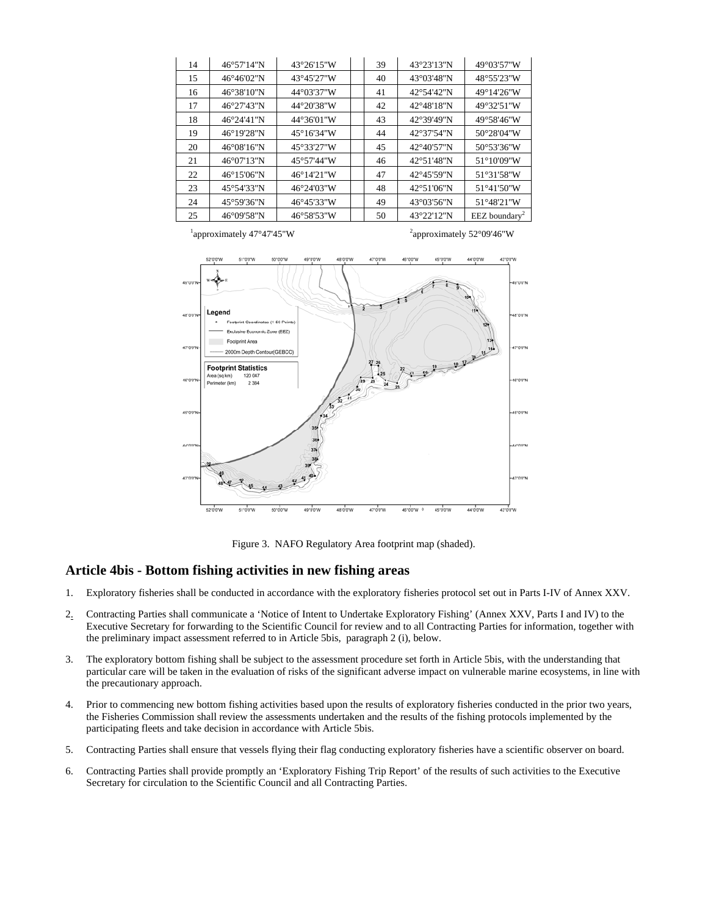| 14 | 46°57'14"N | 43°26'15"W | | 39 | 43°23'13"N | 49°03'57"W |
|---|---|---|---|---|---|---|
| 15 | 46°46'02"N | 43°45'27"W | | 40 | 43°03'48"N | 48°55'23"W |
| 16 | 46°38'10"N | 44°03'37"W | | 41 | 42°54'42"N | 49°14'26"W |
| 17 | 46°27'43"N | 44°20'38"W | | 42 | 42°48'18"N | 49°32'51"W |
| 18 | 46°24'41"N | 44°36'01"W | | 43 | 42°39'49"N | 49°58'46"W |
| 19 | 46°19'28"N | 45°16'34"W | | 44 | 42°37'54"N | 50°28'04"W |
| 20 | 46°08'16"N | 45°33'27"W | | 45 | 42°40'57"N | 50°53'36"W |
| 21 | 46°07'13"N | 45°57'44"W | | 46 | 42°51'48"N | 51°10'09"W |
| 22 | 46°15'06"N | 46°14'21"W | | 47 | 42°45'59"N | 51°31'58"W |
| 23 | 45°54'33"N | 46°24'03"W | | 48 | 42°51'06"N | 51°41'50"W |
| 24 | 45°59'36"N | 46°45'33"W | | 49 | 43°03'56"N | 51°48'21"W |
| 25 | 46°09'58"N | 46°58'53"W | | 50 | 43°22'12"N | EEZ boundary[2] |

[1]approximately 47°47'45"W

[2]approximately 52°09'46"W

Figure 3. NAFO Regulatory Area footprint map (shaded).

## Article 4bis - Bottom fishing activities in new fishing areas

1. Exploratory fisheries shall be conducted in accordance with the exploratory fisheries protocol set out in Parts I-IV of Annex XXV.
2. Contracting Parties shall communicate a 'Notice of Intent to Undertake Exploratory Fishing' (Annex XXV, Parts I and IV) to the Executive Secretary for forwarding to the Scientific Council for review and to all Contracting Parties for information, together with the preliminary impact assessment referred to in Article 5bis, paragraph 2 (i), below.
3. The exploratory bottom fishing shall be subject to the assessment procedure set forth in Article 5bis, with the understanding that particular care will be taken in the evaluation of risks of the significant adverse impact on vulnerable marine ecosystems, in line with the precautionary approach.
4. Prior to commencing new bottom fishing activities based upon the results of exploratory fisheries conducted in the prior two years, the Fisheries Commission shall review the assessments undertaken and the results of the fishing protocols implemented by the participating fleets and take decision in accordance with Article 5bis.
5. Contracting Parties shall ensure that vessels flying their flag conducting exploratory fisheries have a scientific observer on board.
6. Contracting Parties shall provide promptly an 'Exploratory Fishing Trip Report' of the results of such activities to the Executive Secretary for circulation to the Scientific Council and all Contracting Parties.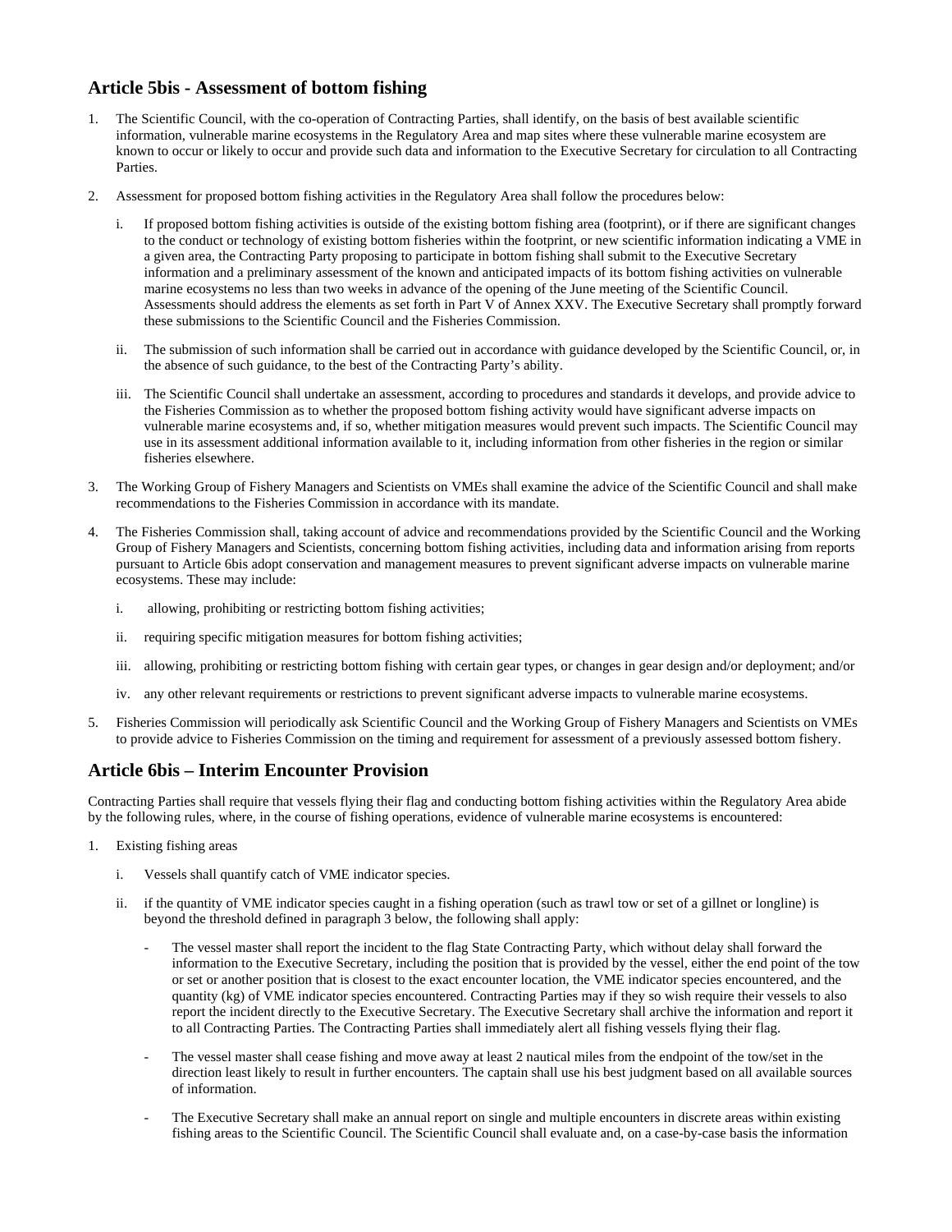## Article 5bis - Assessment of bottom fishing

1. The Scientific Council, with the co-operation of Contracting Parties, shall identify, on the basis of best available scientific information, vulnerable marine ecosystems in the Regulatory Area and map sites where these vulnerable marine ecosystem are known to occur or likely to occur and provide such data and information to the Executive Secretary for circulation to all Contracting Parties.

2. Assessment for proposed bottom fishing activities in the Regulatory Area shall follow the procedures below:

   i. If proposed bottom fishing activities is outside of the existing bottom fishing area (footprint), or if there are significant changes to the conduct or technology of existing bottom fisheries within the footprint, or new scientific information indicating a VME in a given area, the Contracting Party proposing to participate in bottom fishing shall submit to the Executive Secretary information and a preliminary assessment of the known and anticipated impacts of its bottom fishing activities on vulnerable marine ecosystems no less than two weeks in advance of the opening of the June meeting of the Scientific Council. Assessments should address the elements as set forth in Part V of Annex XXV. The Executive Secretary shall promptly forward these submissions to the Scientific Council and the Fisheries Commission.

   ii. The submission of such information shall be carried out in accordance with guidance developed by the Scientific Council, or, in the absence of such guidance, to the best of the Contracting Party's ability.

   iii. The Scientific Council shall undertake an assessment, according to procedures and standards it develops, and provide advice to the Fisheries Commission as to whether the proposed bottom fishing activity would have significant adverse impacts on vulnerable marine ecosystems and, if so, whether mitigation measures would prevent such impacts. The Scientific Council may use in its assessment additional information available to it, including information from other fisheries in the region or similar fisheries elsewhere.

3. The Working Group of Fishery Managers and Scientists on VMEs shall examine the advice of the Scientific Council and shall make recommendations to the Fisheries Commission in accordance with its mandate.

4. The Fisheries Commission shall, taking account of advice and recommendations provided by the Scientific Council and the Working Group of Fishery Managers and Scientists, concerning bottom fishing activities, including data and information arising from reports pursuant to Article 6bis adopt conservation and management measures to prevent significant adverse impacts on vulnerable marine ecosystems. These may include:

   i. allowing, prohibiting or restricting bottom fishing activities;

   ii. requiring specific mitigation measures for bottom fishing activities;

   iii. allowing, prohibiting or restricting bottom fishing with certain gear types, or changes in gear design and/or deployment; and/or

   iv. any other relevant requirements or restrictions to prevent significant adverse impacts to vulnerable marine ecosystems.

5. Fisheries Commission will periodically ask Scientific Council and the Working Group of Fishery Managers and Scientists on VMEs to provide advice to Fisheries Commission on the timing and requirement for assessment of a previously assessed bottom fishery.

## Article 6bis – Interim Encounter Provision

Contracting Parties shall require that vessels flying their flag and conducting bottom fishing activities within the Regulatory Area abide by the following rules, where, in the course of fishing operations, evidence of vulnerable marine ecosystems is encountered:

1. Existing fishing areas

   i. Vessels shall quantify catch of VME indicator species.

   ii. if the quantity of VME indicator species caught in a fishing operation (such as trawl tow or set of a gillnet or longline) is beyond the threshold defined in paragraph 3 below, the following shall apply:

      - The vessel master shall report the incident to the flag State Contracting Party, which without delay shall forward the information to the Executive Secretary, including the position that is provided by the vessel, either the end point of the tow or set or another position that is closest to the exact encounter location, the VME indicator species encountered, and the quantity (kg) of VME indicator species encountered. Contracting Parties may if they so wish require their vessels to also report the incident directly to the Executive Secretary. The Executive Secretary shall archive the information and report it to all Contracting Parties. The Contracting Parties shall immediately alert all fishing vessels flying their flag.

      - The vessel master shall cease fishing and move away at least 2 nautical miles from the endpoint of the tow/set in the direction least likely to result in further encounters. The captain shall use his best judgment based on all available sources of information.

      - The Executive Secretary shall make an annual report on single and multiple encounters in discrete areas within existing fishing areas to the Scientific Council. The Scientific Council shall evaluate and, on a case-by-case basis the information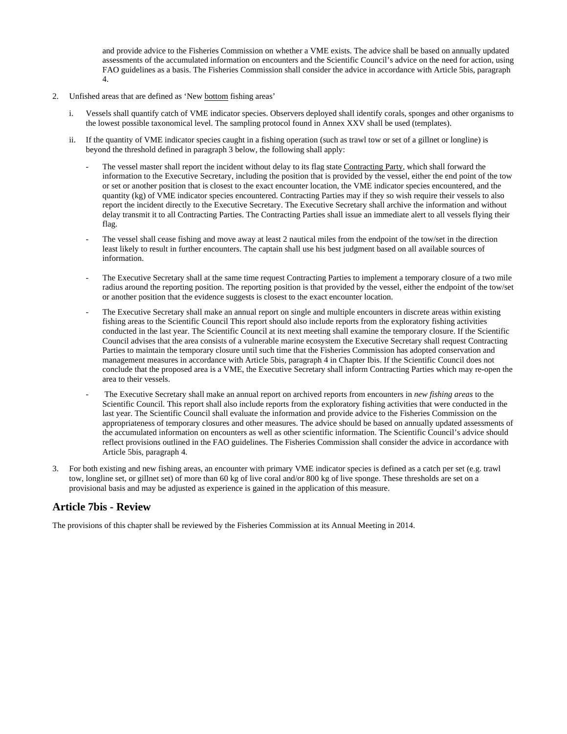and provide advice to the Fisheries Commission on whether a VME exists. The advice shall be based on annually updated assessments of the accumulated information on encounters and the Scientific Council's advice on the need for action, using FAO guidelines as a basis. The Fisheries Commission shall consider the advice in accordance with Article 5bis, paragraph 4.

2. Unfished areas that are defined as 'New bottom fishing areas'

   i. Vessels shall quantify catch of VME indicator species. Observers deployed shall identify corals, sponges and other organisms to the lowest possible taxonomical level. The sampling protocol found in Annex XXV shall be used (templates).

   ii. If the quantity of VME indicator species caught in a fishing operation (such as trawl tow or set of a gillnet or longline) is beyond the threshold defined in paragraph 3 below, the following shall apply:

      - The vessel master shall report the incident without delay to its flag state Contracting Party, which shall forward the information to the Executive Secretary, including the position that is provided by the vessel, either the end point of the tow or set or another position that is closest to the exact encounter location, the VME indicator species encountered, and the quantity (kg) of VME indicator species encountered. Contracting Parties may if they so wish require their vessels to also report the incident directly to the Executive Secretary. The Executive Secretary shall archive the information and without delay transmit it to all Contracting Parties. The Contracting Parties shall issue an immediate alert to all vessels flying their flag.

      - The vessel shall cease fishing and move away at least 2 nautical miles from the endpoint of the tow/set in the direction least likely to result in further encounters. The captain shall use his best judgment based on all available sources of information.

      - The Executive Secretary shall at the same time request Contracting Parties to implement a temporary closure of a two mile radius around the reporting position. The reporting position is that provided by the vessel, either the endpoint of the tow/set or another position that the evidence suggests is closest to the exact encounter location.

      - The Executive Secretary shall make an annual report on single and multiple encounters in discrete areas within existing fishing areas to the Scientific Council This report should also include reports from the exploratory fishing activities conducted in the last year. The Scientific Council at its next meeting shall examine the temporary closure. If the Scientific Council advises that the area consists of a vulnerable marine ecosystem the Executive Secretary shall request Contracting Parties to maintain the temporary closure until such time that the Fisheries Commission has adopted conservation and management measures in accordance with Article 5bis, paragraph 4 in Chapter Ibis. If the Scientific Council does not conclude that the proposed area is a VME, the Executive Secretary shall inform Contracting Parties which may re-open the area to their vessels.

      - The Executive Secretary shall make an annual report on archived reports from encounters in *new fishing areas* to the Scientific Council. This report shall also include reports from the exploratory fishing activities that were conducted in the last year. The Scientific Council shall evaluate the information and provide advice to the Fisheries Commission on the appropriateness of temporary closures and other measures. The advice should be based on annually updated assessments of the accumulated information on encounters as well as other scientific information. The Scientific Council's advice should reflect provisions outlined in the FAO guidelines. The Fisheries Commission shall consider the advice in accordance with Article 5bis, paragraph 4.

3. For both existing and new fishing areas, an encounter with primary VME indicator species is defined as a catch per set (e.g. trawl tow, longline set, or gillnet set) of more than 60 kg of live coral and/or 800 kg of live sponge. These thresholds are set on a provisional basis and may be adjusted as experience is gained in the application of this measure.

## Article 7bis - Review

The provisions of this chapter shall be reviewed by the Fisheries Commission at its Annual Meeting in 2014.